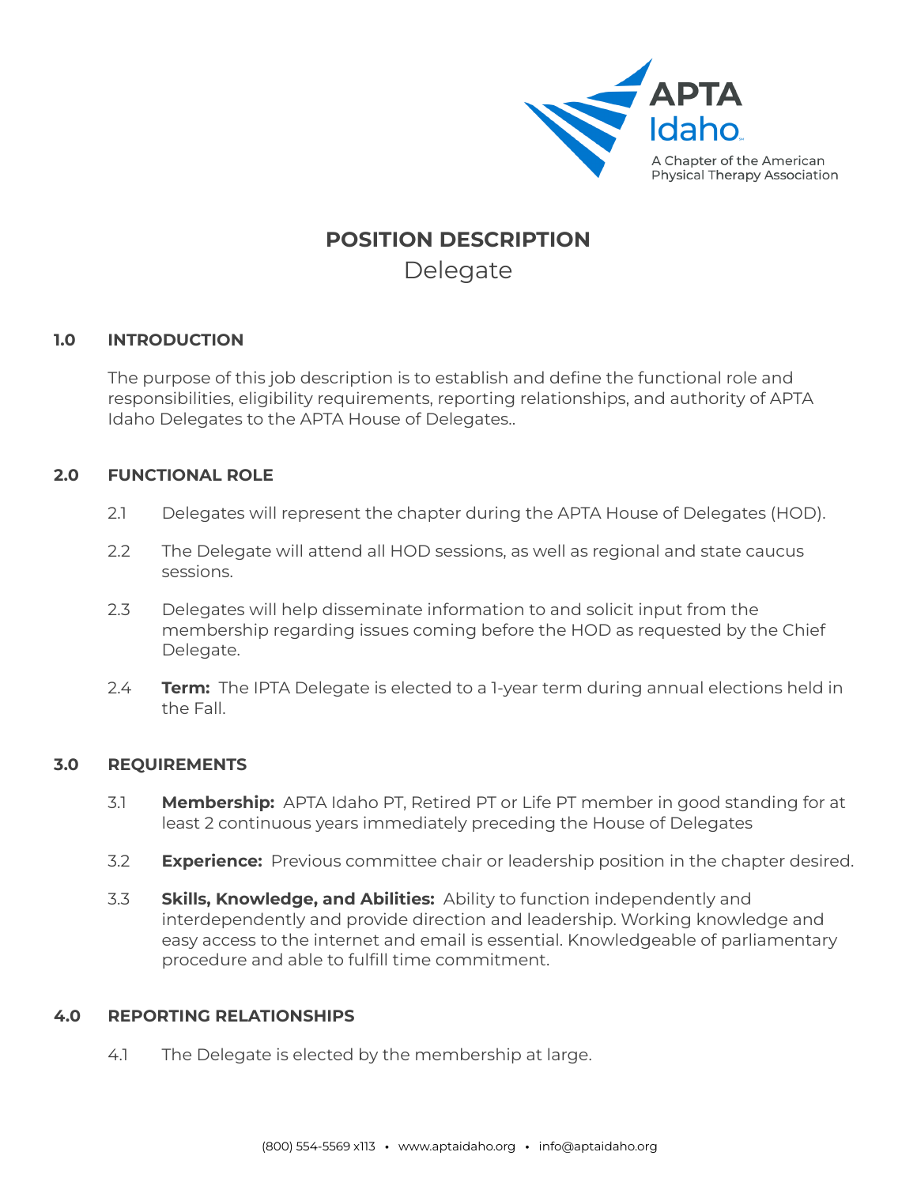APTA Idaho
A Chapter of the American Physical Therapy Association

# POSITION DESCRIPTION

## Delegate

### 1.0 INTRODUCTION

The purpose of this job description is to establish and define the functional role and responsibilities, eligibility requirements, reporting relationships, and authority of APTA Idaho Delegates to the APTA House of Delegates..

### 2.0 FUNCTIONAL ROLE

2.1 Delegates will represent the chapter during the APTA House of Delegates (HOD).

2.2 The Delegate will attend all HOD sessions, as well as regional and state caucus sessions.

2.3 Delegates will help disseminate information to and solicit input from the membership regarding issues coming before the HOD as requested by the Chief Delegate.

2.4 **Term:** The IPTA Delegate is elected to a 1-year term during annual elections held in the Fall.

### 3.0 REQUIREMENTS

3.1 **Membership:** APTA Idaho PT, Retired PT or Life PT member in good standing for at least 2 continuous years immediately preceding the House of Delegates

3.2 **Experience:** Previous committee chair or leadership position in the chapter desired.

3.3 **Skills, Knowledge, and Abilities:** Ability to function independently and interdependently and provide direction and leadership. Working knowledge and easy access to the internet and email is essential. Knowledgeable of parliamentary procedure and able to fulfill time commitment.

### 4.0 REPORTING RELATIONSHIPS

4.1 The Delegate is elected by the membership at large.

(800) 554-5569 x113 • www.aptaidaho.org • info@aptaidaho.org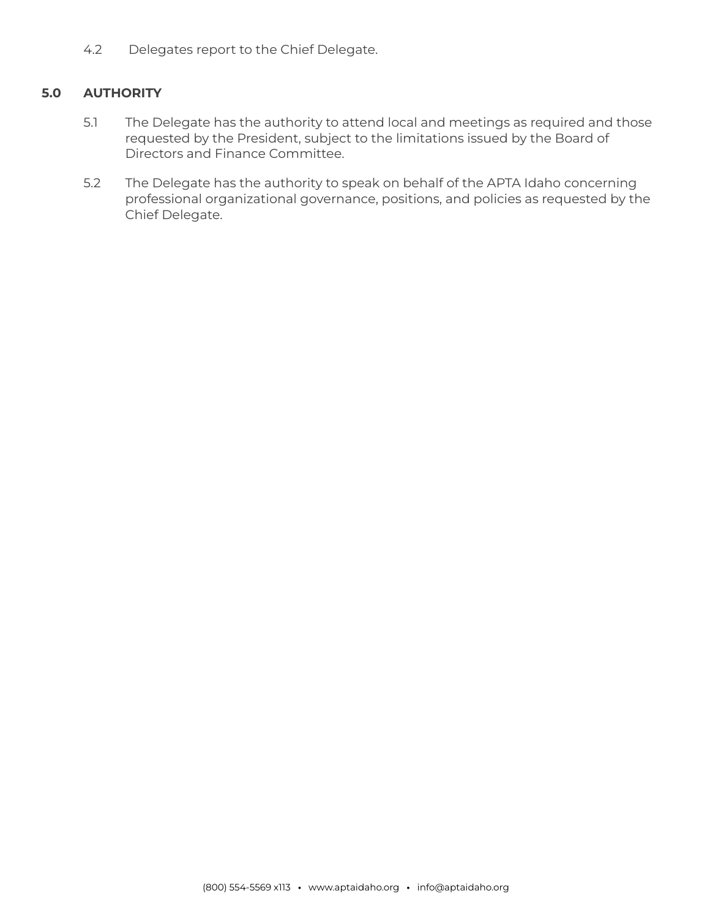4.2 Delegates report to the Chief Delegate.

## 5.0 AUTHORITY

5.1 The Delegate has the authority to attend local and meetings as required and those requested by the President, subject to the limitations issued by the Board of Directors and Finance Committee.

5.2 The Delegate has the authority to speak on behalf of the APTA Idaho concerning professional organizational governance, positions, and policies as requested by the Chief Delegate.